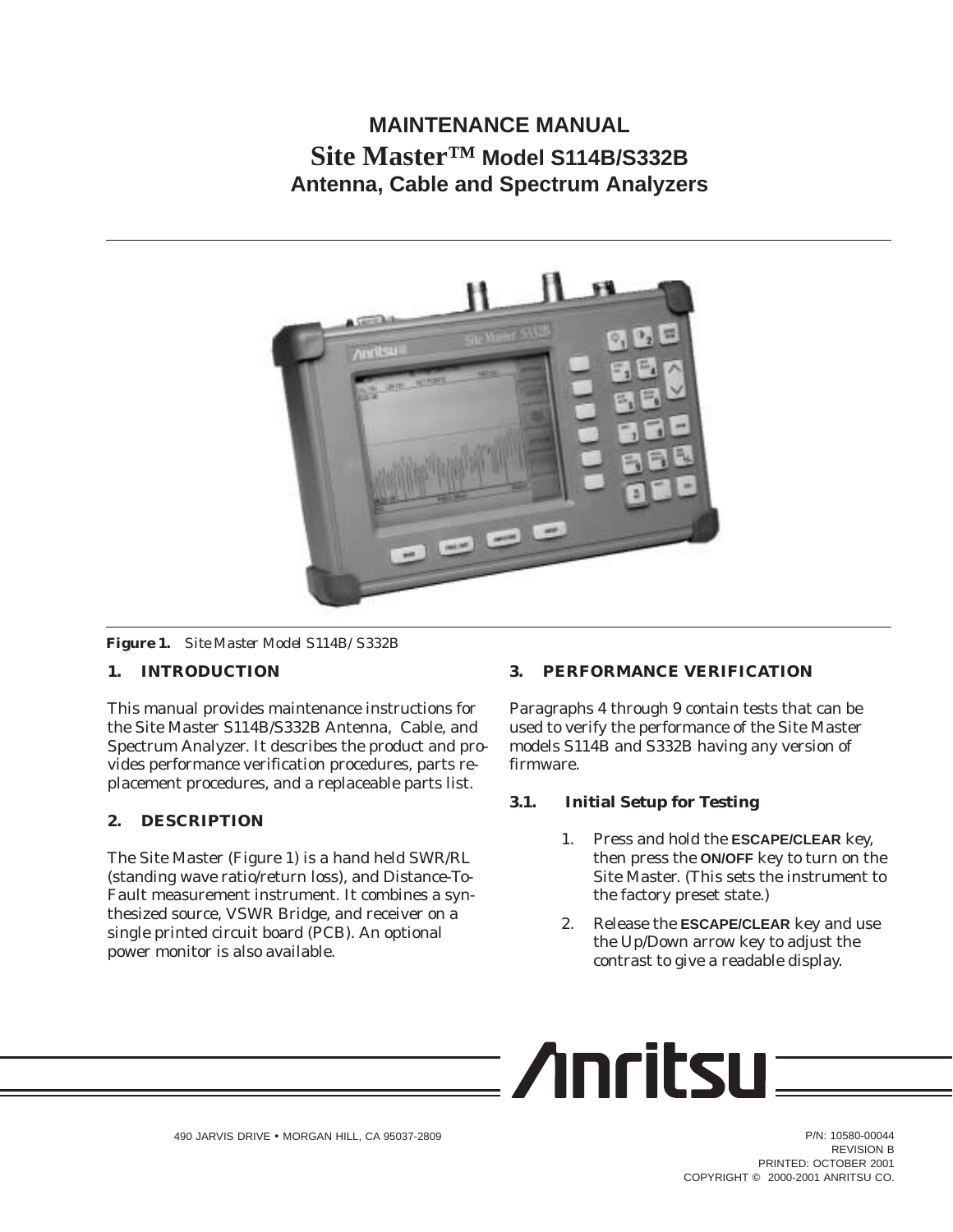# MAINTENANCE MANUAL

# Site Master™ Model S114B/S332B

## Antenna, Cable and Spectrum Analyzers

**Figure 1.** *Site Master Model S114B/ S332B*

## 1. INTRODUCTION

This manual provides maintenance instructions for the Site Master S114B/S332B Antenna, Cable, and Spectrum Analyzer. It describes the product and provides performance verification procedures, parts replacement procedures, and a replaceable parts list.

## 2. DESCRIPTION

The Site Master (Figure 1) is a hand held SWR/RL (standing wave ratio/return loss), and Distance-To-Fault measurement instrument. It combines a synthesized source, VSWR Bridge, and receiver on a single printed circuit board (PCB). An optional power monitor is also available.

## 3. PERFORMANCE VERIFICATION

Paragraphs 4 through 9 contain tests that can be used to verify the performance of the Site Master models S114B and S332B having any version of firmware.

### 3.1. Initial Setup for Testing

1. Press and hold the **ESCAPE/CLEAR** key, then press the **ON/OFF** key to turn on the Site Master. (This sets the instrument to the factory preset state.)
2. Release the **ESCAPE/CLEAR** key and use the Up/Down arrow key to adjust the contrast to give a readable display.

490 JARVIS DRIVE • MORGAN HILL, CA 95037-2809

P/N: 10580-00044
REVISION B
PRINTED: OCTOBER 2001
COPYRIGHT © 2000-2001 ANRITSU CO.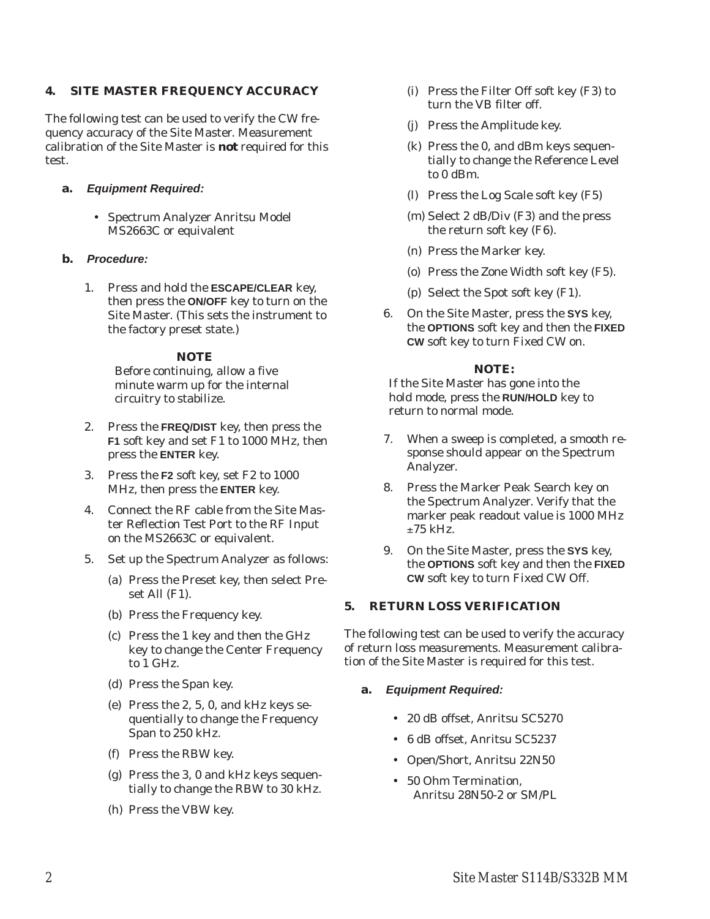## 4. SITE MASTER FREQUENCY ACCURACY

The following test can be used to verify the CW frequency accuracy of the Site Master. Measurement calibration of the Site Master is **not** required for this test.

### a. *Equipment Required:*

- Spectrum Analyzer Anritsu Model MS2663C or equivalent

### b. *Procedure:*

1. Press and hold the **ESCAPE/CLEAR** key, then press the **ON/OFF** key to turn on the Site Master. (This sets the instrument to the factory preset state.)

   **NOTE**

   Before continuing, allow a five minute warm up for the internal circuitry to stabilize.

2. Press the **FREQ/DIST** key, then press the **F1** soft key and set F1 to 1000 MHz, then press the **ENTER** key.
3. Press the **F2** soft key, set F2 to 1000 MHz, then press the **ENTER** key.
4. Connect the RF cable from the Site Master Reflection Test Port to the RF Input on the MS2663C or equivalent.
5. Set up the Spectrum Analyzer as follows:
   - (a) Press the Preset key, then select Preset All (F1).
   - (b) Press the Frequency key.
   - (c) Press the 1 key and then the GHz key to change the Center Frequency to 1 GHz.
   - (d) Press the Span key.
   - (e) Press the 2, 5, 0, and kHz keys sequentially to change the Frequency Span to 250 kHz.
   - (f) Press the RBW key.
   - (g) Press the 3, 0 and kHz keys sequentially to change the RBW to 30 kHz.
   - (h) Press the VBW key.
   - (i) Press the Filter Off soft key (F3) to turn the VB filter off.
   - (j) Press the Amplitude key.
   - (k) Press the 0, and dBm keys sequentially to change the Reference Level to 0 dBm.
   - (l) Press the Log Scale soft key (F5)
   - (m) Select 2 dB/Div (F3) and the press the return soft key (F6).
   - (n) Press the Marker key.
   - (o) Press the Zone Width soft key (F5).
   - (p) Select the Spot soft key (F1).
6. On the Site Master, press the **SYS** key, the **OPTIONS** soft key and then the **FIXED CW** soft key to turn Fixed CW on.

   **NOTE:**

   If the Site Master has gone into the hold mode, press the **RUN/HOLD** key to return to normal mode.

7. When a sweep is completed, a smooth response should appear on the Spectrum Analyzer.
8. Press the Marker Peak Search key on the Spectrum Analyzer. Verify that the marker peak readout value is 1000 MHz ±75 kHz.
9. On the Site Master, press the **SYS** key, the **OPTIONS** soft key and then the **FIXED CW** soft key to turn Fixed CW Off.

## 5. RETURN LOSS VERIFICATION

The following test can be used to verify the accuracy of return loss measurements. Measurement calibration of the Site Master is required for this test.

### a. *Equipment Required:*

- 20 dB offset, Anritsu SC5270
- 6 dB offset, Anritsu SC5237
- Open/Short, Anritsu 22N50
- 50 Ohm Termination, Anritsu 28N50-2 or SM/PL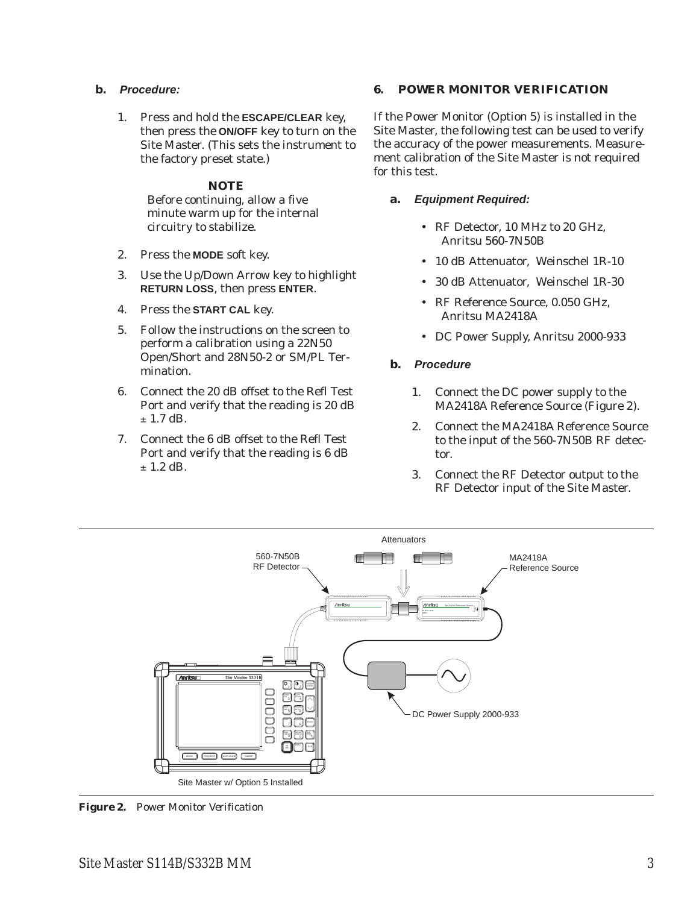**b.** ***Procedure:***

1. Press and hold the **ESCAPE/CLEAR** key, then press the **ON/OFF** key to turn on the Site Master. (This sets the instrument to the factory preset state.)

**NOTE**

Before continuing, allow a five minute warm up for the internal circuitry to stabilize.

2. Press the **MODE** soft key.
3. Use the Up/Down Arrow key to highlight **RETURN LOSS**, then press **ENTER**.
4. Press the **START CAL** key.
5. Follow the instructions on the screen to perform a calibration using a 22N50 Open/Short and 28N50-2 or SM/PL Termination.
6. Connect the 20 dB offset to the Refl Test Port and verify that the reading is 20 dB ± 1.7 dB.
7. Connect the 6 dB offset to the Refl Test Port and verify that the reading is 6 dB ± 1.2 dB.

## 6. POWER MONITOR VERIFICATION

If the Power Monitor (Option 5) is installed in the Site Master, the following test can be used to verify the accuracy of the power measurements. Measurement calibration of the Site Master is not required for this test.

**a.** ***Equipment Required:***

- RF Detector, 10 MHz to 20 GHz, Anritsu 560-7N50B
- 10 dB Attenuator, Weinschel 1R-10
- 30 dB Attenuator, Weinschel 1R-30
- RF Reference Source, 0.050 GHz, Anritsu MA2418A
- DC Power Supply, Anritsu 2000-933

**b.** ***Procedure***

1. Connect the DC power supply to the MA2418A Reference Source (Figure 2).
2. Connect the MA2418A Reference Source to the input of the 560-7N50B RF detector.
3. Connect the RF Detector output to the RF Detector input of the Site Master.

**Figure 2.** *Power Monitor Verification*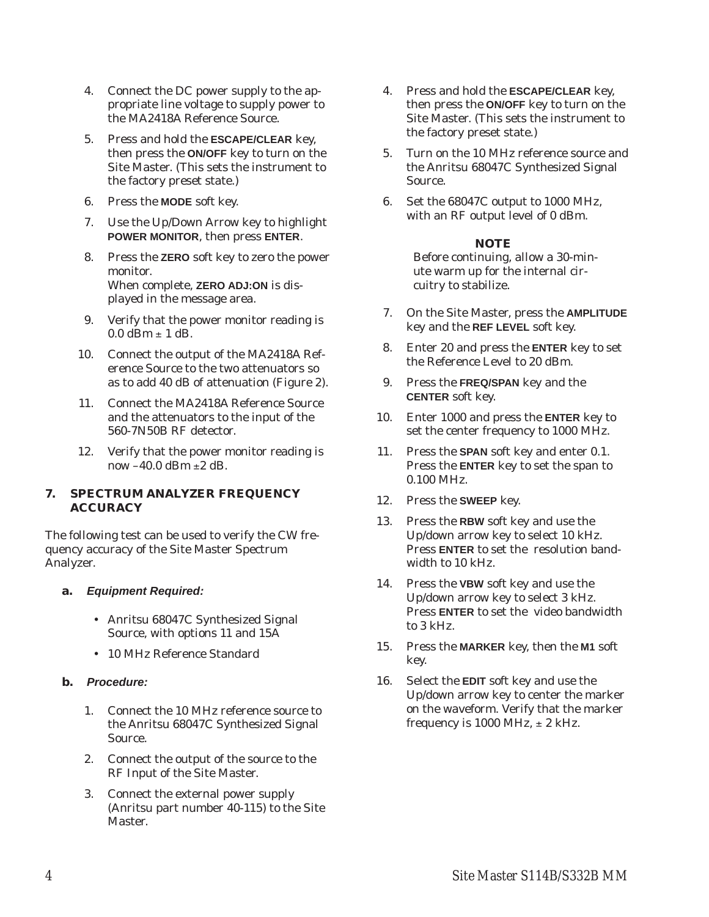4. Connect the DC power supply to the appropriate line voltage to supply power to the MA2418A Reference Source.
5. Press and hold the **ESCAPE/CLEAR** key, then press the **ON/OFF** key to turn on the Site Master. (This sets the instrument to the factory preset state.)
6. Press the **MODE** soft key.
7. Use the Up/Down Arrow key to highlight **POWER MONITOR**, then press **ENTER**.
8. Press the **ZERO** soft key to zero the power monitor.
   When complete, **ZERO ADJ:ON** is displayed in the message area.
9. Verify that the power monitor reading is 0.0 dBm ± 1 dB.
10. Connect the output of the MA2418A Reference Source to the two attenuators so as to add 40 dB of attenuation (Figure 2).
11. Connect the MA2418A Reference Source and the attenuators to the input of the 560-7N50B RF detector.
12. Verify that the power monitor reading is now –40.0 dBm ±2 dB.

## 7. SPECTRUM ANALYZER FREQUENCY ACCURACY

The following test can be used to verify the CW frequency accuracy of the Site Master Spectrum Analyzer.

### a. *Equipment Required:*

- Anritsu 68047C Synthesized Signal Source, with options 11 and 15A
- 10 MHz Reference Standard

### b. *Procedure:*

1. Connect the 10 MHz reference source to the Anritsu 68047C Synthesized Signal Source.
2. Connect the output of the source to the RF Input of the Site Master.
3. Connect the external power supply (Anritsu part number 40-115) to the Site Master.
4. Press and hold the **ESCAPE/CLEAR** key, then press the **ON/OFF** key to turn on the Site Master. (This sets the instrument to the factory preset state.)
5. Turn on the 10 MHz reference source and the Anritsu 68047C Synthesized Signal Source.
6. Set the 68047C output to 1000 MHz, with an RF output level of 0 dBm.

**NOTE**
Before continuing, allow a 30-minute warm up for the internal circuitry to stabilize.

7. On the Site Master, press the **AMPLITUDE** key and the **REF LEVEL** soft key.
8. Enter 20 and press the **ENTER** key to set the Reference Level to 20 dBm.
9. Press the **FREQ/SPAN** key and the **CENTER** soft key.
10. Enter 1000 and press the **ENTER** key to set the center frequency to 1000 MHz.
11. Press the **SPAN** soft key and enter 0.1. Press the **ENTER** key to set the span to 0.100 MHz.
12. Press the **SWEEP** key.
13. Press the **RBW** soft key and use the Up/down arrow key to select 10 kHz. Press **ENTER** to set the resolution bandwidth to 10 kHz.
14. Press the **VBW** soft key and use the Up/down arrow key to select 3 kHz. Press **ENTER** to set the video bandwidth to 3 kHz.
15. Press the **MARKER** key, then the **M1** soft key.
16. Select the **EDIT** soft key and use the Up/down arrow key to center the marker on the waveform. Verify that the marker frequency is 1000 MHz, ± 2 kHz.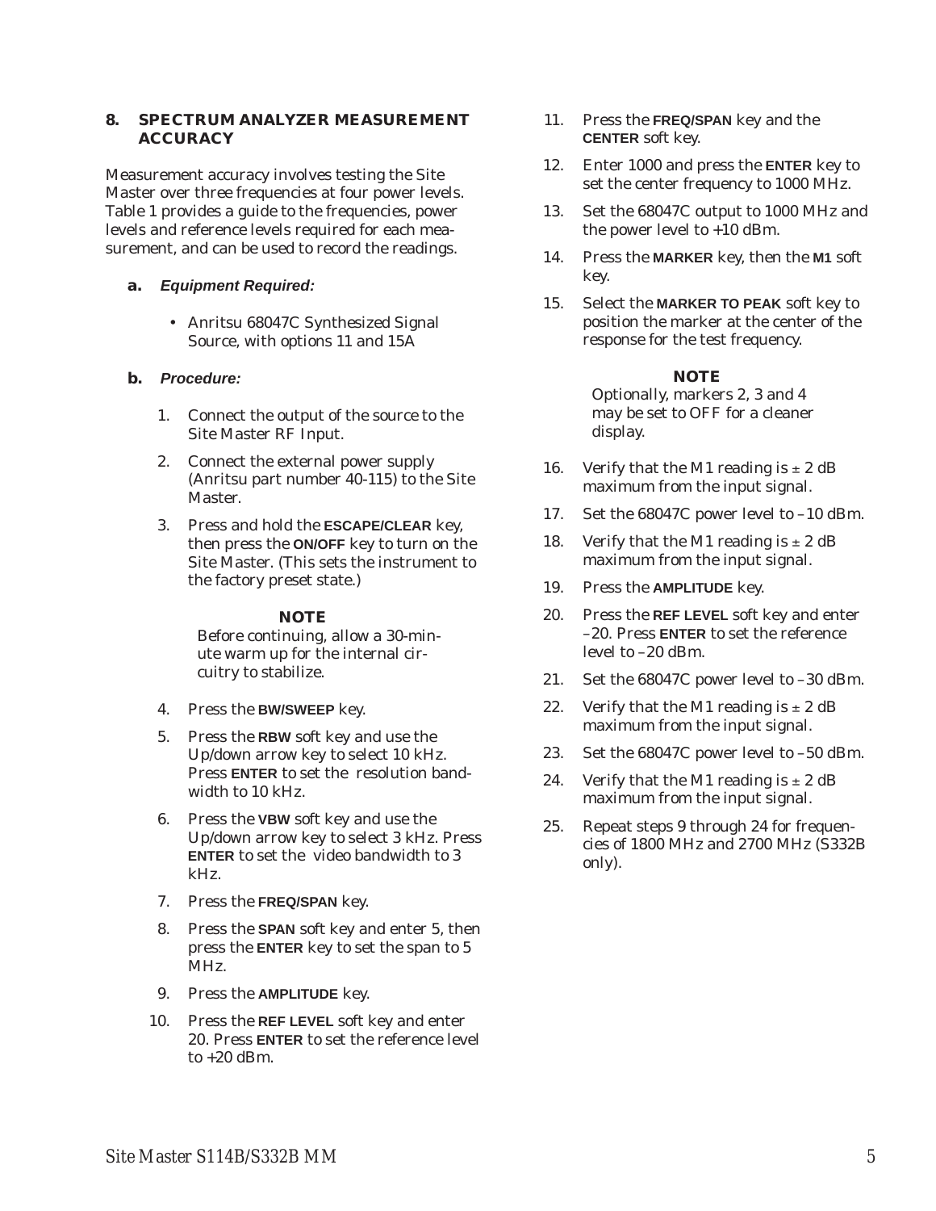## 8. SPECTRUM ANALYZER MEASUREMENT ACCURACY

Measurement accuracy involves testing the Site Master over three frequencies at four power levels. Table 1 provides a guide to the frequencies, power levels and reference levels required for each measurement, and can be used to record the readings.

### a. *Equipment Required:*

- Anritsu 68047C Synthesized Signal Source, with options 11 and 15A

### b. *Procedure:*

1. Connect the output of the source to the Site Master RF Input.
2. Connect the external power supply (Anritsu part number 40-115) to the Site Master.
3. Press and hold the **ESCAPE/CLEAR** key, then press the **ON/OFF** key to turn on the Site Master. (This sets the instrument to the factory preset state.)

   **NOTE**
   Before continuing, allow a 30-minute warm up for the internal circuitry to stabilize.

4. Press the **BW/SWEEP** key.
5. Press the **RBW** soft key and use the Up/down arrow key to select 10 kHz. Press **ENTER** to set the resolution bandwidth to 10 kHz.
6. Press the **VBW** soft key and use the Up/down arrow key to select 3 kHz. Press **ENTER** to set the video bandwidth to 3 kHz.
7. Press the **FREQ/SPAN** key.
8. Press the **SPAN** soft key and enter 5, then press the **ENTER** key to set the span to 5 MHz.
9. Press the **AMPLITUDE** key.
10. Press the **REF LEVEL** soft key and enter 20. Press **ENTER** to set the reference level to +20 dBm.
11. Press the **FREQ/SPAN** key and the **CENTER** soft key.
12. Enter 1000 and press the **ENTER** key to set the center frequency to 1000 MHz.
13. Set the 68047C output to 1000 MHz and the power level to +10 dBm.
14. Press the **MARKER** key, then the **M1** soft key.
15. Select the **MARKER TO PEAK** soft key to position the marker at the center of the response for the test frequency.

    **NOTE**
    Optionally, markers 2, 3 and 4 may be set to OFF for a cleaner display.

16. Verify that the M1 reading is ± 2 dB maximum from the input signal.
17. Set the 68047C power level to –10 dBm.
18. Verify that the M1 reading is ± 2 dB maximum from the input signal.
19. Press the **AMPLITUDE** key.
20. Press the **REF LEVEL** soft key and enter –20. Press **ENTER** to set the reference level to –20 dBm.
21. Set the 68047C power level to –30 dBm.
22. Verify that the M1 reading is ± 2 dB maximum from the input signal.
23. Set the 68047C power level to –50 dBm.
24. Verify that the M1 reading is ± 2 dB maximum from the input signal.
25. Repeat steps 9 through 24 for frequencies of 1800 MHz and 2700 MHz (S332B only).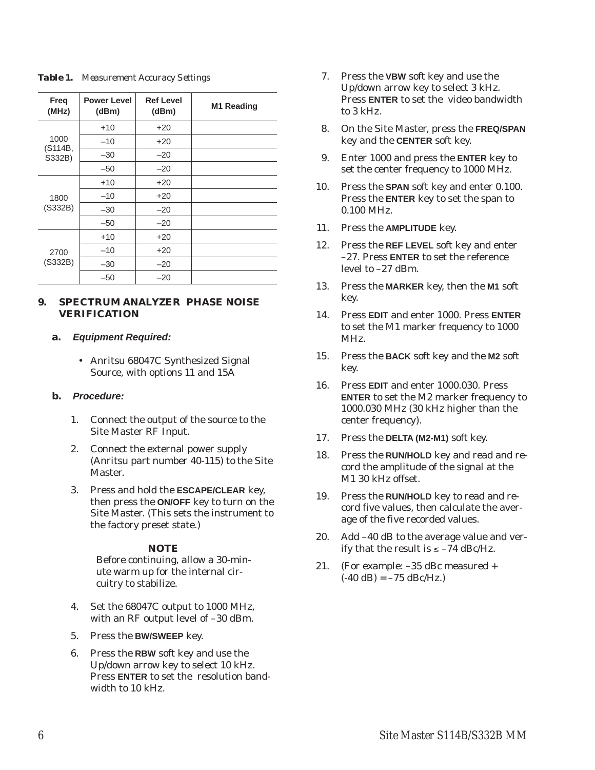*Table 1. Measurement Accuracy Settings*

| Freq (MHz) | Power Level (dBm) | Ref Level (dBm) | M1 Reading |
|---|---|---|---|
| 1000 (S114B, S332B) | +10 | +20 | |
| | –10 | +20 | |
| | –30 | –20 | |
| | –50 | –20 | |
| 1800 (S332B) | +10 | +20 | |
| | –10 | +20 | |
| | –30 | –20 | |
| | –50 | –20 | |
| 2700 (S332B) | +10 | +20 | |
| | –10 | +20 | |
| | –30 | –20 | |
| | –50 | –20 | |

## 9. SPECTRUM ANALYZER PHASE NOISE VERIFICATION

### a. *Equipment Required:*

- Anritsu 68047C Synthesized Signal Source, with options 11 and 15A

### b. *Procedure:*

1. Connect the output of the source to the Site Master RF Input.
2. Connect the external power supply (Anritsu part number 40-115) to the Site Master.
3. Press and hold the **ESCAPE/CLEAR** key, then press the **ON/OFF** key to turn on the Site Master. (This sets the instrument to the factory preset state.)

**NOTE**
Before continuing, allow a 30-minute warm up for the internal circuitry to stabilize.

4. Set the 68047C output to 1000 MHz, with an RF output level of –30 dBm.
5. Press the **BW/SWEEP** key.
6. Press the **RBW** soft key and use the Up/down arrow key to select 10 kHz. Press **ENTER** to set the resolution bandwidth to 10 kHz.
7. Press the **VBW** soft key and use the Up/down arrow key to select 3 kHz. Press **ENTER** to set the video bandwidth to 3 kHz.
8. On the Site Master, press the **FREQ/SPAN** key and the **CENTER** soft key.
9. Enter 1000 and press the **ENTER** key to set the center frequency to 1000 MHz.
10. Press the **SPAN** soft key and enter 0.100. Press the **ENTER** key to set the span to 0.100 MHz.
11. Press the **AMPLITUDE** key.
12. Press the **REF LEVEL** soft key and enter –27. Press **ENTER** to set the reference level to –27 dBm.
13. Press the **MARKER** key, then the **M1** soft key.
14. Press **EDIT** and enter 1000. Press **ENTER** to set the M1 marker frequency to 1000 MHz.
15. Press the **BACK** soft key and the **M2** soft key.
16. Press **EDIT** and enter 1000.030. Press **ENTER** to set the M2 marker frequency to 1000.030 MHz (30 kHz higher than the center frequency).
17. Press the **DELTA (M2-M1)** soft key.
18. Press the **RUN/HOLD** key and read and record the amplitude of the signal at the M1 30 kHz offset.
19. Press the **RUN/HOLD** key to read and record five values, then calculate the average of the five recorded values.
20. Add –40 dB to the average value and verify that the result is ≤ –74 dBc/Hz.
21. (For example: –35 dBc measured + (-40 dB) = –75 dBc/Hz.)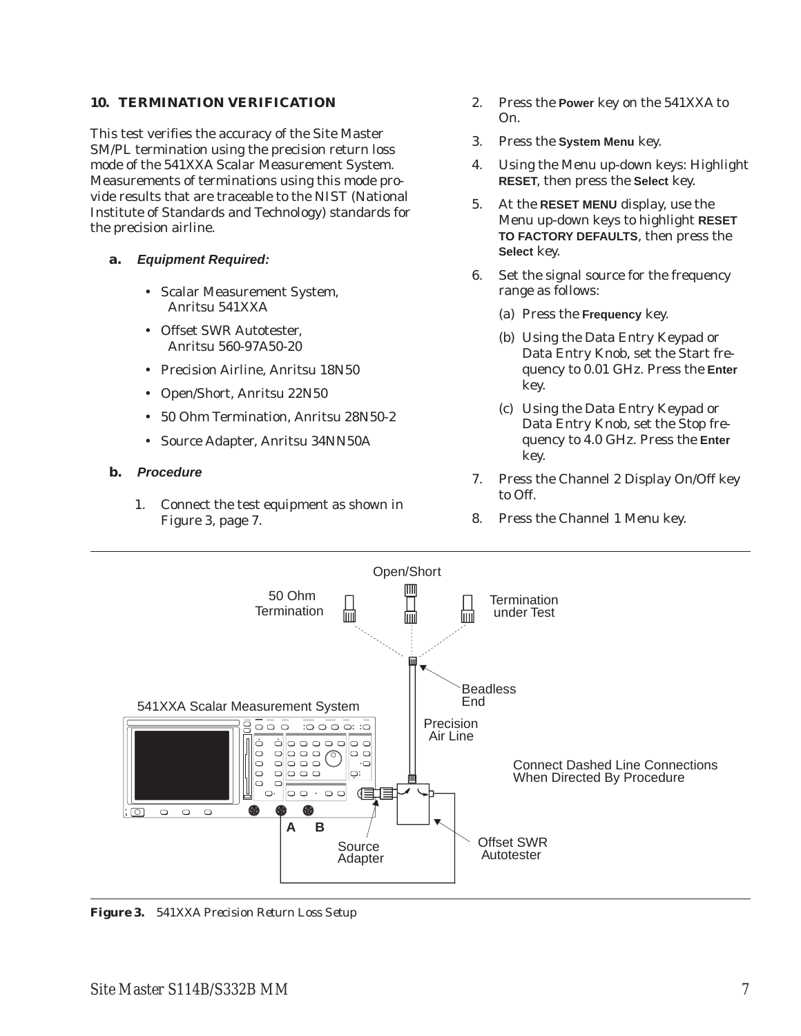## 10. TERMINATION VERIFICATION

This test verifies the accuracy of the Site Master SM/PL termination using the precision return loss mode of the 541XXA Scalar Measurement System. Measurements of terminations using this mode provide results that are traceable to the NIST (National Institute of Standards and Technology) standards for the precision airline.

### a. *Equipment Required:*

- Scalar Measurement System, Anritsu 541XXA
- Offset SWR Autotester, Anritsu 560-97A50-20
- Precision Airline, Anritsu 18N50
- Open/Short, Anritsu 22N50
- 50 Ohm Termination, Anritsu 28N50-2
- Source Adapter, Anritsu 34NN50A

### b. *Procedure*

1. Connect the test equipment as shown in Figure 3, page 7.
2. Press the **Power** key on the 541XXA to On.
3. Press the **System Menu** key.
4. Using the Menu up-down keys: Highlight **RESET**, then press the **Select** key.
5. At the **RESET MENU** display, use the Menu up-down keys to highlight **RESET TO FACTORY DEFAULTS**, then press the **Select** key.
6. Set the signal source for the frequency range as follows:
   (a) Press the **Frequency** key.
   (b) Using the Data Entry Keypad or Data Entry Knob, set the Start frequency to 0.01 GHz. Press the **Enter** key.
   (c) Using the Data Entry Keypad or Data Entry Knob, set the Stop frequency to 4.0 GHz. Press the **Enter** key.
7. Press the Channel 2 Display On/Off key to Off.
8. Press the Channel 1 Menu key.

**Figure 3.** *541XXA Precision Return Loss Setup*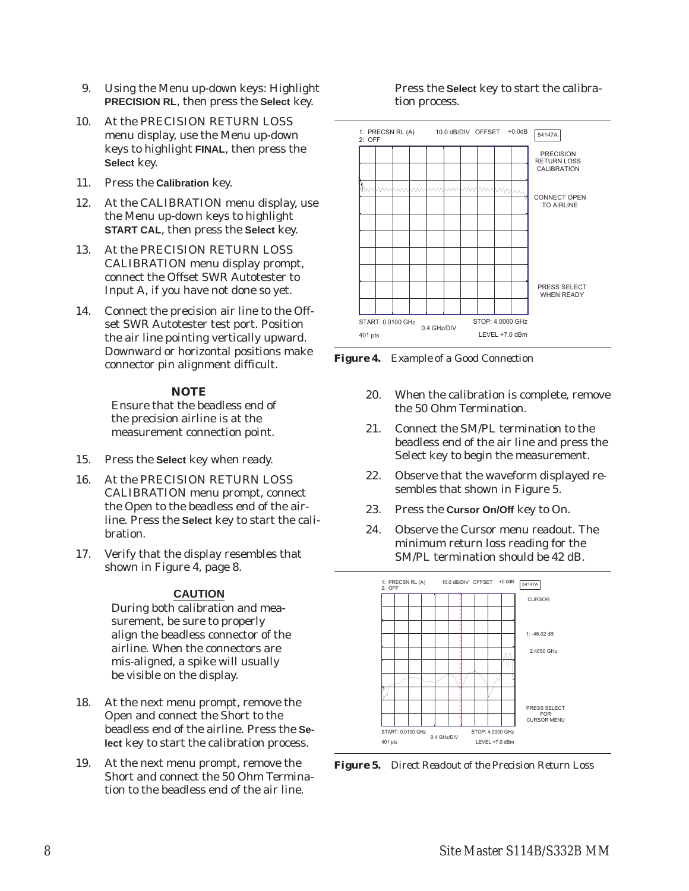9. Using the Menu up-down keys: Highlight **PRECISION RL**, then press the **Select** key.

10. At the PRECISION RETURN LOSS menu display, use the Menu up-down keys to highlight **FINAL**, then press the **Select** key.

11. Press the **Calibration** key.

12. At the CALIBRATION menu display, use the Menu up-down keys to highlight **START CAL**, then press the **Select** key.

13. At the PRECISION RETURN LOSS CALIBRATION menu display prompt, connect the Offset SWR Autotester to Input A, if you have not done so yet.

14. Connect the precision air line to the Offset SWR Autotester test port. Position the air line pointing vertically upward. Downward or horizontal positions make connector pin alignment difficult.

**NOTE**

Ensure that the beadless end of the precision airline is at the measurement connection point.

15. Press the **Select** key when ready.

16. At the PRECISION RETURN LOSS CALIBRATION menu prompt, connect the Open to the beadless end of the airline. Press the **Select** key to start the calibration.

17. Verify that the display resembles that shown in Figure 4, page 8.

**CAUTION**

During both calibration and measurement, be sure to properly align the beadless connector of the airline. When the connectors are mis-aligned, a spike will usually be visible on the display.

18. At the next menu prompt, remove the Open and connect the Short to the beadless end of the airline. Press the **Select** key to start the calibration process.

19. At the next menu prompt, remove the Short and connect the 50 Ohm Termination to the beadless end of the air line.

Press the **Select** key to start the calibration process.

**Figure 4.** *Example of a Good Connection*

20. When the calibration is complete, remove the 50 Ohm Termination.

21. Connect the SM/PL termination to the beadless end of the air line and press the Select key to begin the measurement.

22. Observe that the waveform displayed resembles that shown in Figure 5.

23. Press the **Cursor On/Off** key to On.

24. Observe the Cursor menu readout. The minimum return loss reading for the SM/PL termination should be 42 dB.

**Figure 5.** *Direct Readout of the Precision Return Loss*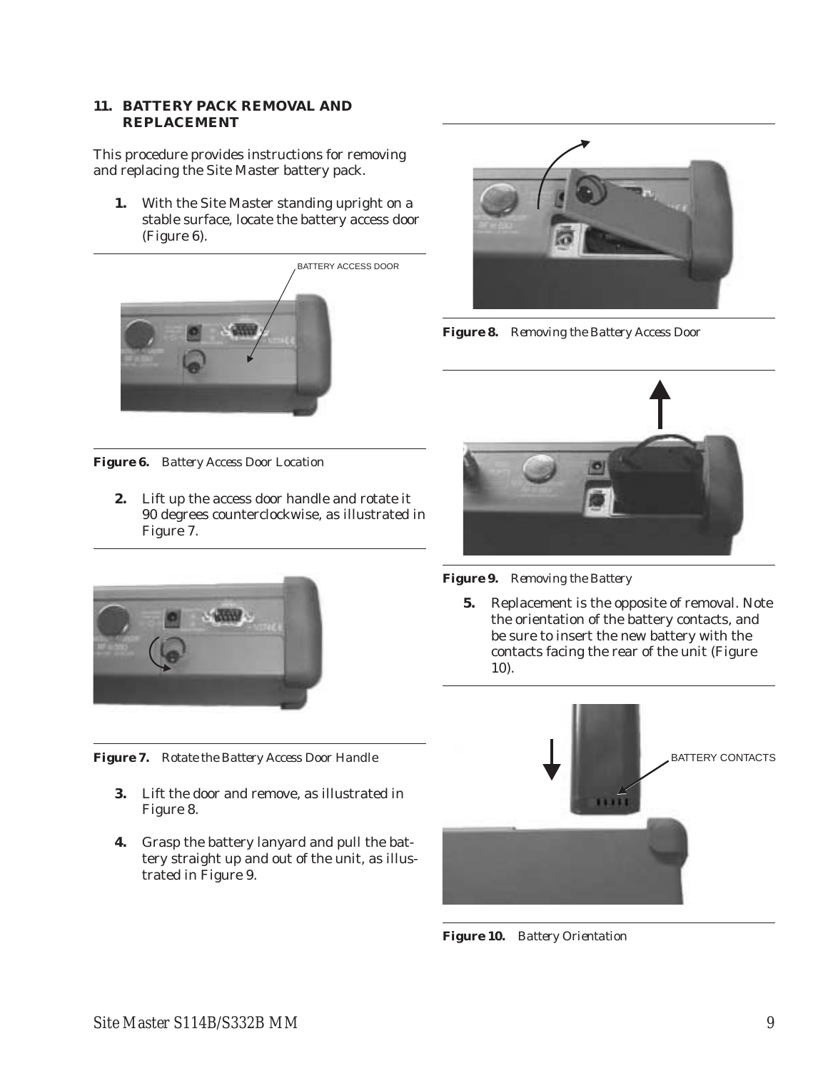## 11. BATTERY PACK REMOVAL AND REPLACEMENT

This procedure provides instructions for removing and replacing the Site Master battery pack.

1. With the Site Master standing upright on a stable surface, locate the battery access door (Figure 6).

BATTERY ACCESS DOOR

**Figure 6.** *Battery Access Door Location*

2. Lift up the access door handle and rotate it 90 degrees counterclockwise, as illustrated in Figure 7.

**Figure 7.** *Rotate the Battery Access Door Handle*

3. Lift the door and remove, as illustrated in Figure 8.

4. Grasp the battery lanyard and pull the battery straight up and out of the unit, as illustrated in Figure 9.

**Figure 8.** *Removing the Battery Access Door*

**Figure 9.** *Removing the Battery*

5. Replacement is the opposite of removal. Note the orientation of the battery contacts, and be sure to insert the new battery with the contacts facing the rear of the unit (Figure 10).

BATTERY CONTACTS

**Figure 10.** *Battery Orientation*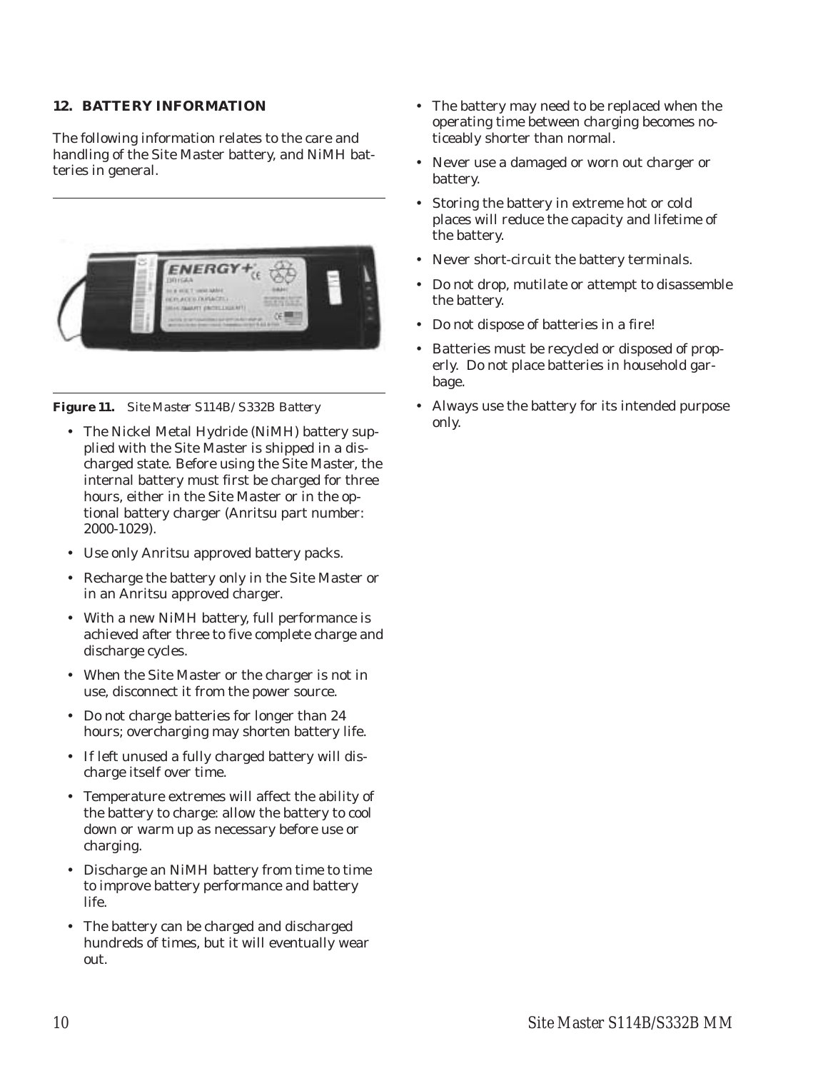## 12. BATTERY INFORMATION

The following information relates to the care and handling of the Site Master battery, and NiMH batteries in general.

**Figure 11.** *Site Master S114B/S332B Battery*

- The Nickel Metal Hydride (NiMH) battery supplied with the Site Master is shipped in a discharged state. Before using the Site Master, the internal battery must first be charged for three hours, either in the Site Master or in the optional battery charger (Anritsu part number: 2000-1029).
- Use only Anritsu approved battery packs.
- Recharge the battery only in the Site Master or in an Anritsu approved charger.
- With a new NiMH battery, full performance is achieved after three to five complete charge and discharge cycles.
- When the Site Master or the charger is not in use, disconnect it from the power source.
- Do not charge batteries for longer than 24 hours; overcharging may shorten battery life.
- If left unused a fully charged battery will discharge itself over time.
- Temperature extremes will affect the ability of the battery to charge: allow the battery to cool down or warm up as necessary before use or charging.
- Discharge an NiMH battery from time to time to improve battery performance and battery life.
- The battery can be charged and discharged hundreds of times, but it will eventually wear out.
- The battery may need to be replaced when the operating time between charging becomes noticeably shorter than normal.
- Never use a damaged or worn out charger or battery.
- Storing the battery in extreme hot or cold places will reduce the capacity and lifetime of the battery.
- Never short-circuit the battery terminals.
- Do not drop, mutilate or attempt to disassemble the battery.
- Do not dispose of batteries in a fire!
- Batteries must be recycled or disposed of properly. Do not place batteries in household garbage.
- Always use the battery for its intended purpose only.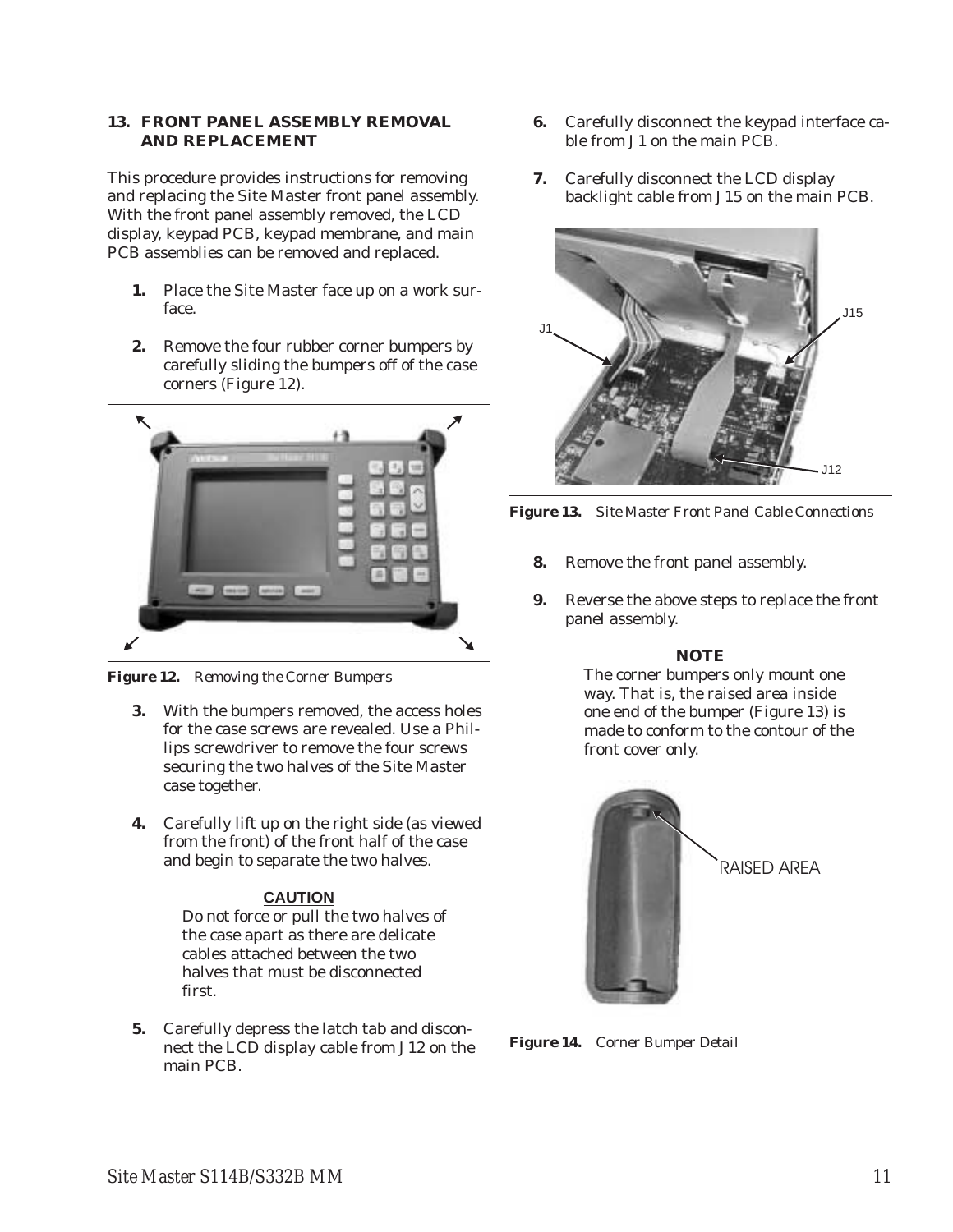## 13. FRONT PANEL ASSEMBLY REMOVAL AND REPLACEMENT

This procedure provides instructions for removing and replacing the Site Master front panel assembly. With the front panel assembly removed, the LCD display, keypad PCB, keypad membrane, and main PCB assemblies can be removed and replaced.

1. Place the Site Master face up on a work surface.

2. Remove the four rubber corner bumpers by carefully sliding the bumpers off of the case corners (Figure 12).

**Figure 12.** *Removing the Corner Bumpers*

3. With the bumpers removed, the access holes for the case screws are revealed. Use a Phillips screwdriver to remove the four screws securing the two halves of the Site Master case together.

4. Carefully lift up on the right side (as viewed from the front) of the front half of the case and begin to separate the two halves.

**CAUTION**

Do not force or pull the two halves of the case apart as there are delicate cables attached between the two halves that must be disconnected first.

5. Carefully depress the latch tab and disconnect the LCD display cable from J12 on the main PCB.

6. Carefully disconnect the keypad interface cable from J1 on the main PCB.

7. Carefully disconnect the LCD display backlight cable from J15 on the main PCB.

**Figure 13.** *Site Master Front Panel Cable Connections*

8. Remove the front panel assembly.

9. Reverse the above steps to replace the front panel assembly.

**NOTE**

The corner bumpers only mount one way. That is, the raised area inside one end of the bumper (Figure 13) is made to conform to the contour of the front cover only.

**Figure 14.** *Corner Bumper Detail*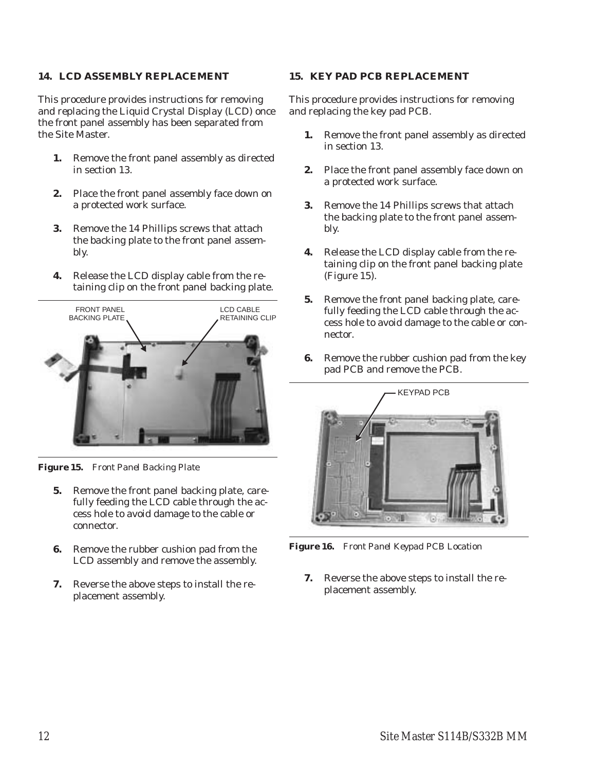## 14. LCD ASSEMBLY REPLACEMENT

This procedure provides instructions for removing and replacing the Liquid Crystal Display (LCD) once the front panel assembly has been separated from the Site Master.

1. Remove the front panel assembly as directed in section 13.
2. Place the front panel assembly face down on a protected work surface.
3. Remove the 14 Phillips screws that attach the backing plate to the front panel assembly.
4. Release the LCD display cable from the retaining clip on the front panel backing plate.

FRONT PANEL BACKING PLATE

LCD CABLE RETAINING CLIP

**Figure 15.** *Front Panel Backing Plate*

5. Remove the front panel backing plate, carefully feeding the LCD cable through the access hole to avoid damage to the cable or connector.
6. Remove the rubber cushion pad from the LCD assembly and remove the assembly.
7. Reverse the above steps to install the replacement assembly.

## 15. KEY PAD PCB REPLACEMENT

This procedure provides instructions for removing and replacing the key pad PCB.

1. Remove the front panel assembly as directed in section 13.
2. Place the front panel assembly face down on a protected work surface.
3. Remove the 14 Phillips screws that attach the backing plate to the front panel assembly.
4. Release the LCD display cable from the retaining clip on the front panel backing plate (Figure 15).
5. Remove the front panel backing plate, carefully feeding the LCD cable through the access hole to avoid damage to the cable or connector.
6. Remove the rubber cushion pad from the key pad PCB and remove the PCB.

KEYPAD PCB

**Figure 16.** *Front Panel Keypad PCB Location*

7. Reverse the above steps to install the replacement assembly.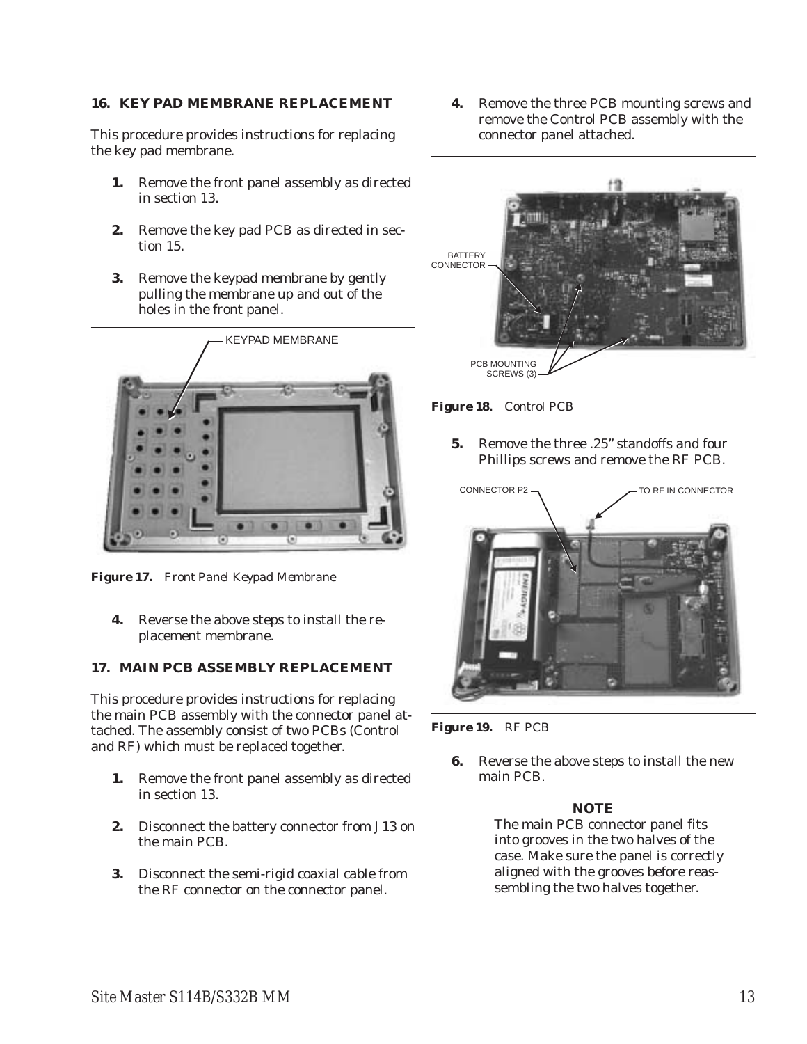## 16. KEY PAD MEMBRANE REPLACEMENT

This procedure provides instructions for replacing the key pad membrane.

1. Remove the front panel assembly as directed in section 13.
2. Remove the key pad PCB as directed in section 15.
3. Remove the keypad membrane by gently pulling the membrane up and out of the holes in the front panel.

**Figure 17.** *Front Panel Keypad Membrane*

4. Reverse the above steps to install the replacement membrane.

## 17. MAIN PCB ASSEMBLY REPLACEMENT

This procedure provides instructions for replacing the main PCB assembly with the connector panel attached. The assembly consist of two PCBs (Control and RF) which must be replaced together.

1. Remove the front panel assembly as directed in section 13.
2. Disconnect the battery connector from J13 on the main PCB.
3. Disconnect the semi-rigid coaxial cable from the RF connector on the connector panel.
4. Remove the three PCB mounting screws and remove the Control PCB assembly with the connector panel attached.

**Figure 18.** *Control PCB*

5. Remove the three .25" standoffs and four Phillips screws and remove the RF PCB.

**Figure 19.** *RF PCB*

6. Reverse the above steps to install the new main PCB.

**NOTE**

The main PCB connector panel fits into grooves in the two halves of the case. Make sure the panel is correctly aligned with the grooves before reassembling the two halves together.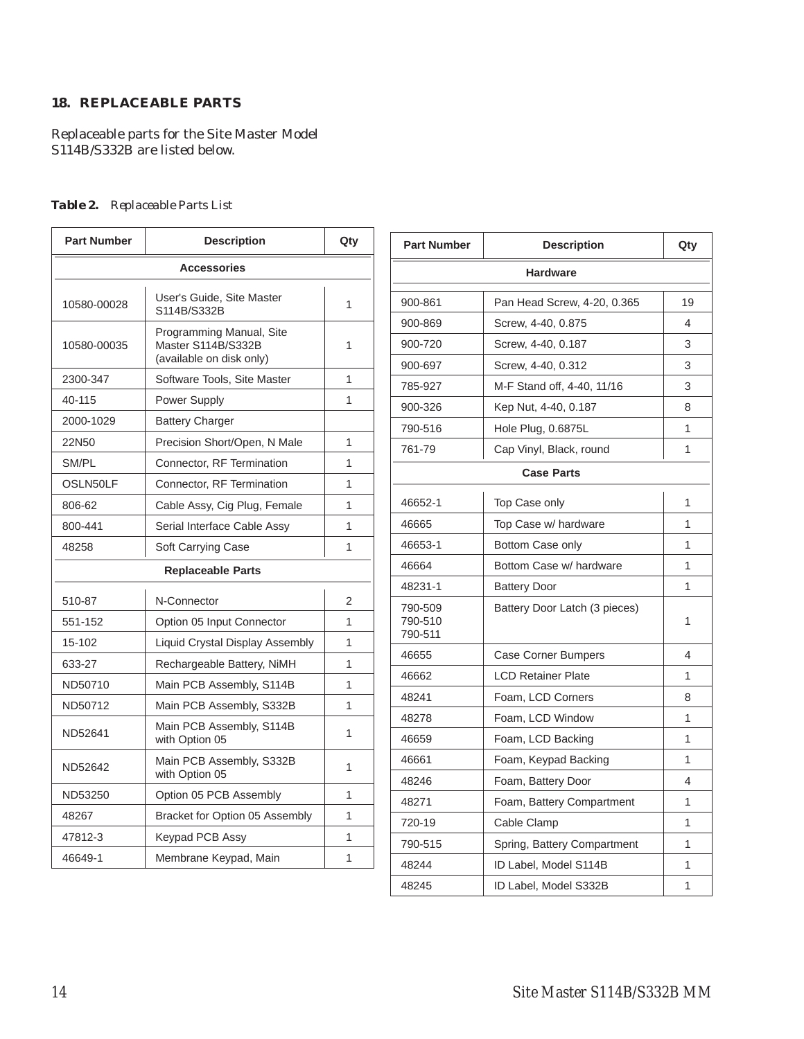## 18. REPLACEABLE PARTS

*Replaceable parts for the Site Master Model S114B/S332B are listed below.*

***Table 2.*** *Replaceable Parts List*

| Part Number | Description | Qty |
|---|---|---|
| **Accessories** | | |
| 10580-00028 | User's Guide, Site Master S114B/S332B | 1 |
| 10580-00035 | Programming Manual, Site Master S114B/S332B (available on disk only) | 1 |
| 2300-347 | Software Tools, Site Master | 1 |
| 40-115 | Power Supply | 1 |
| 2000-1029 | Battery Charger | |
| 22N50 | Precision Short/Open, N Male | 1 |
| SM/PL | Connector, RF Termination | 1 |
| OSLN50LF | Connector, RF Termination | 1 |
| 806-62 | Cable Assy, Cig Plug, Female | 1 |
| 800-441 | Serial Interface Cable Assy | 1 |
| 48258 | Soft Carrying Case | 1 |
| **Replaceable Parts** | | |
| 510-87 | N-Connector | 2 |
| 551-152 | Option 05 Input Connector | 1 |
| 15-102 | Liquid Crystal Display Assembly | 1 |
| 633-27 | Rechargeable Battery, NiMH | 1 |
| ND50710 | Main PCB Assembly, S114B | 1 |
| ND50712 | Main PCB Assembly, S332B | 1 |
| ND52641 | Main PCB Assembly, S114B with Option 05 | 1 |
| ND52642 | Main PCB Assembly, S332B with Option 05 | 1 |
| ND53250 | Option 05 PCB Assembly | 1 |
| 48267 | Bracket for Option 05 Assembly | 1 |
| 47812-3 | Keypad PCB Assy | 1 |
| 46649-1 | Membrane Keypad, Main | 1 |

| Part Number | Description | Qty |
|---|---|---|
| **Hardware** | | |
| 900-861 | Pan Head Screw, 4-20, 0.365 | 19 |
| 900-869 | Screw, 4-40, 0.875 | 4 |
| 900-720 | Screw, 4-40, 0.187 | 3 |
| 900-697 | Screw, 4-40, 0.312 | 3 |
| 785-927 | M-F Stand off, 4-40, 11/16 | 3 |
| 900-326 | Kep Nut, 4-40, 0.187 | 8 |
| 790-516 | Hole Plug, 0.6875L | 1 |
| 761-79 | Cap Vinyl, Black, round | 1 |
| **Case Parts** | | |
| 46652-1 | Top Case only | 1 |
| 46665 | Top Case w/ hardware | 1 |
| 46653-1 | Bottom Case only | 1 |
| 46664 | Bottom Case w/ hardware | 1 |
| 48231-1 | Battery Door | 1 |
| 790-509<br>790-510<br>790-511 | Battery Door Latch (3 pieces) | 1 |
| 46655 | Case Corner Bumpers | 4 |
| 46662 | LCD Retainer Plate | 1 |
| 48241 | Foam, LCD Corners | 8 |
| 48278 | Foam, LCD Window | 1 |
| 46659 | Foam, LCD Backing | 1 |
| 46661 | Foam, Keypad Backing | 1 |
| 48246 | Foam, Battery Door | 4 |
| 48271 | Foam, Battery Compartment | 1 |
| 720-19 | Cable Clamp | 1 |
| 790-515 | Spring, Battery Compartment | 1 |
| 48244 | ID Label, Model S114B | 1 |
| 48245 | ID Label, Model S332B | 1 |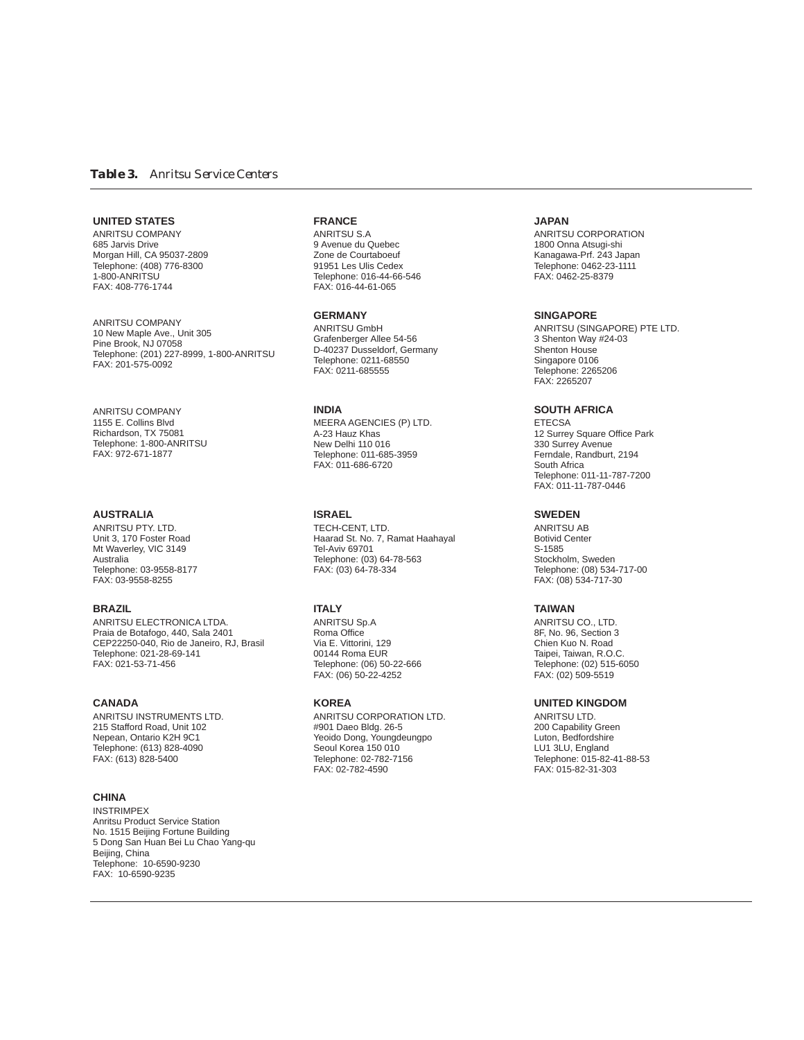***Table 3.*** *Anritsu Service Centers*

**UNITED STATES**
ANRITSU COMPANY
685 Jarvis Drive
Morgan Hill, CA 95037-2809
Telephone: (408) 776-8300
1-800-ANRITSU
FAX: 408-776-1744

ANRITSU COMPANY
10 New Maple Ave., Unit 305
Pine Brook, NJ 07058
Telephone: (201) 227-8999, 1-800-ANRITSU
FAX: 201-575-0092

ANRITSU COMPANY
1155 E. Collins Blvd
Richardson, TX 75081
Telephone: 1-800-ANRITSU
FAX: 972-671-1877

**AUSTRALIA**
ANRITSU PTY. LTD.
Unit 3, 170 Foster Road
Mt Waverley, VIC 3149
Australia
Telephone: 03-9558-8177
FAX: 03-9558-8255

**BRAZIL**
ANRITSU ELECTRONICA LTDA.
Praia de Botafogo, 440, Sala 2401
CEP22250-040, Rio de Janeiro, RJ, Brasil
Telephone: 021-28-69-141
FAX: 021-53-71-456

**CANADA**
ANRITSU INSTRUMENTS LTD.
215 Stafford Road, Unit 102
Nepean, Ontario K2H 9C1
Telephone: (613) 828-4090
FAX: (613) 828-5400

**CHINA**
INSTRIMPEX
Anritsu Product Service Station
No. 1515 Beijing Fortune Building
5 Dong San Huan Bei Lu Chao Yang-qu
Beijing, China
Telephone: 10-6590-9230
FAX: 10-6590-9235

**FRANCE**
ANRITSU S.A
9 Avenue du Quebec
Zone de Courtaboeuf
91951 Les Ulis Cedex
Telephone: 016-44-66-546
FAX: 016-44-61-065

**GERMANY**
ANRITSU GmbH
Grafenberger Allee 54-56
D-40237 Dusseldorf, Germany
Telephone: 0211-68550
FAX: 0211-685555

**INDIA**
MEERA AGENCIES (P) LTD.
A-23 Hauz Khas
New Delhi 110 016
Telephone: 011-685-3959
FAX: 011-686-6720

**ISRAEL**
TECH-CENT, LTD.
Haarad St. No. 7, Ramat Haahayal
Tel-Aviv 69701
Telephone: (03) 64-78-563
FAX: (03) 64-78-334

**ITALY**
ANRITSU Sp.A
Roma Office
Via E. Vittorini, 129
00144 Roma EUR
Telephone: (06) 50-22-666
FAX: (06) 50-22-4252

**KOREA**
ANRITSU CORPORATION LTD.
#901 Daeo Bldg. 26-5
Yeoido Dong, Youngdeungpo
Seoul Korea 150 010
Telephone: 02-782-7156
FAX: 02-782-4590

**JAPAN**
ANRITSU CORPORATION
1800 Onna Atsugi-shi
Kanagawa-Prf. 243 Japan
Telephone: 0462-23-1111
FAX: 0462-25-8379

**SINGAPORE**
ANRITSU (SINGAPORE) PTE LTD.
3 Shenton Way #24-03
Shenton House
Singapore 0106
Telephone: 2265206
FAX: 2265207

**SOUTH AFRICA**
ETECSA
12 Surrey Square Office Park
330 Surrey Avenue
Ferndale, Randburt, 2194
South Africa
Telephone: 011-11-787-7200
FAX: 011-11-787-0446

**SWEDEN**
ANRITSU AB
Botivid Center
S-1585
Stockholm, Sweden
Telephone: (08) 534-717-00
FAX: (08) 534-717-30

**TAIWAN**
ANRITSU CO., LTD.
8F, No. 96, Section 3
Chien Kuo N. Road
Taipei, Taiwan, R.O.C.
Telephone: (02) 515-6050
FAX: (02) 509-5519

**UNITED KINGDOM**
ANRITSU LTD.
200 Capability Green
Luton, Bedfordshire
LU1 3LU, England
Telephone: 015-82-41-88-53
FAX: 015-82-31-303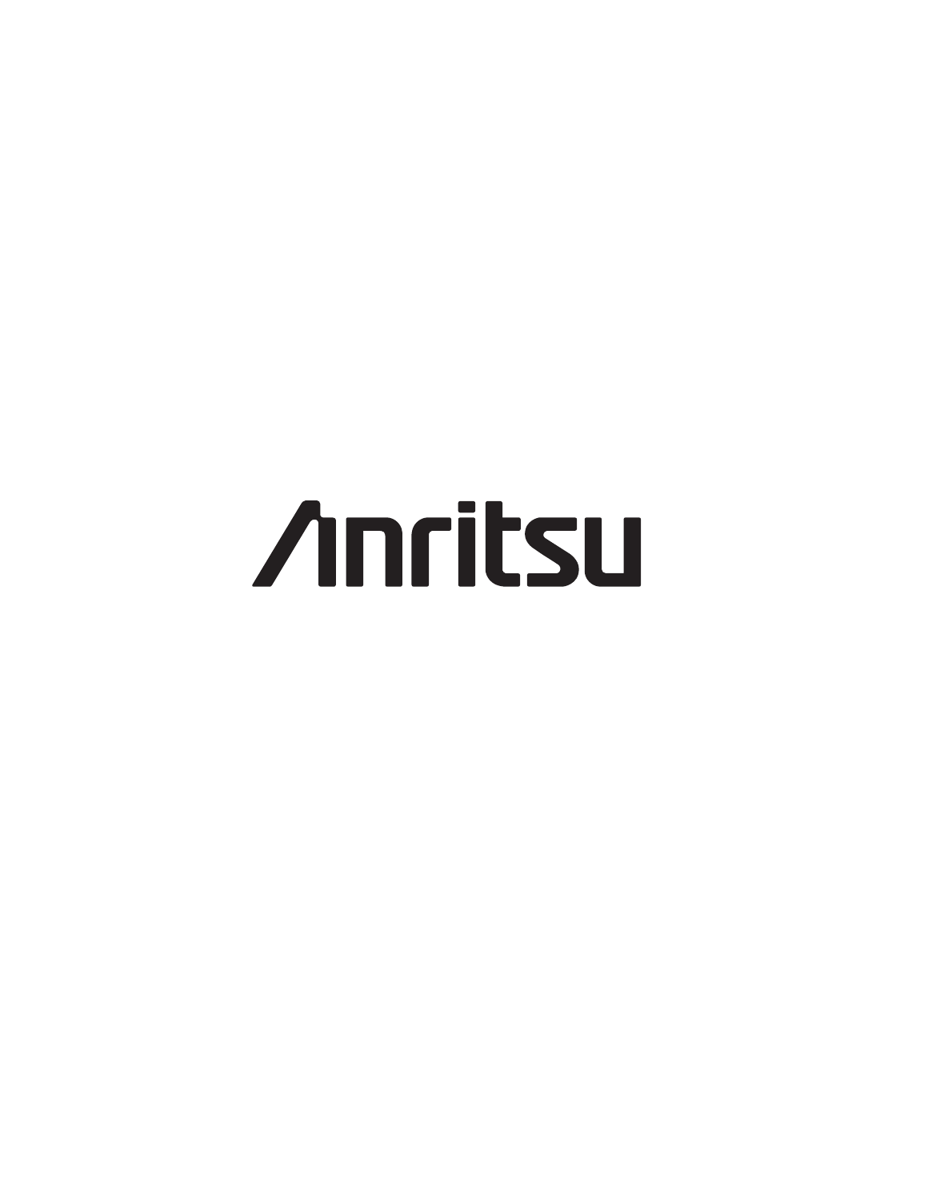Anritsu